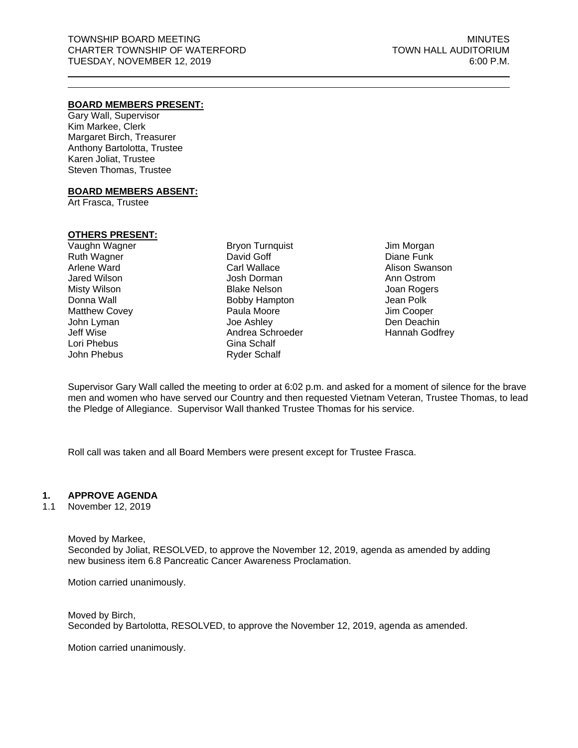TOWNSHIP BOARD MEETING
CHARTER TOWNSHIP OF WATERFORD
TUESDAY, NOVEMBER 12, 2019

MINUTES
TOWN HALL AUDITORIUM
6:00 P.M.

---

**BOARD MEMBERS PRESENT:**

Gary Wall, Supervisor
Kim Markee, Clerk
Margaret Birch, Treasurer
Anthony Bartolotta, Trustee
Karen Joliat, Trustee
Steven Thomas, Trustee

**BOARD MEMBERS ABSENT:**

Art Frasca, Trustee

**OTHERS PRESENT:**

Vaughn Wagner
Ruth Wagner
Arlene Ward
Jared Wilson
Misty Wilson
Donna Wall
Matthew Covey
John Lyman
Jeff Wise
Lori Phebus
John Phebus
Bryon Turnquist
David Goff
Carl Wallace
Josh Dorman
Blake Nelson
Bobby Hampton
Paula Moore
Joe Ashley
Andrea Schroeder
Gina Schalf
Ryder Schalf
Jim Morgan
Diane Funk
Alison Swanson
Ann Ostrom
Joan Rogers
Jean Polk
Jim Cooper
Den Deachin
Hannah Godfrey

Supervisor Gary Wall called the meeting to order at 6:02 p.m. and asked for a moment of silence for the brave men and women who have served our Country and then requested Vietnam Veteran, Trustee Thomas, to lead the Pledge of Allegiance. Supervisor Wall thanked Trustee Thomas for his service.

Roll call was taken and all Board Members were present except for Trustee Frasca.

## 1. APPROVE AGENDA

1.1 November 12, 2019

Moved by Markee,
Seconded by Joliat, RESOLVED, to approve the November 12, 2019, agenda as amended by adding new business item 6.8 Pancreatic Cancer Awareness Proclamation.

Motion carried unanimously.

Moved by Birch,
Seconded by Bartolotta, RESOLVED, to approve the November 12, 2019, agenda as amended.

Motion carried unanimously.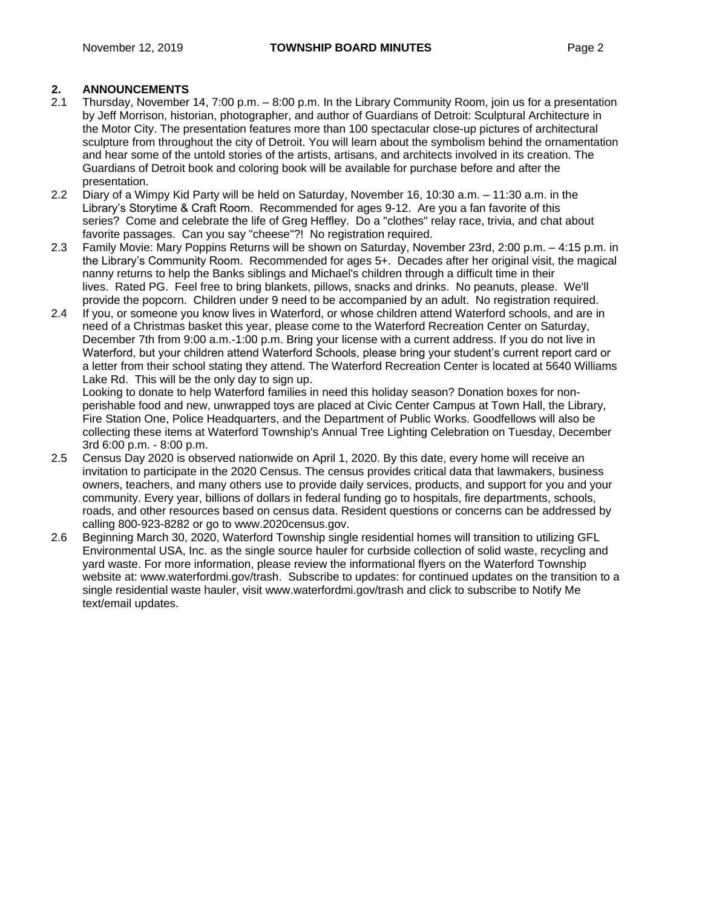## 2. ANNOUNCEMENTS

2.1 Thursday, November 14, 7:00 p.m. – 8:00 p.m. In the Library Community Room, join us for a presentation by Jeff Morrison, historian, photographer, and author of Guardians of Detroit: Sculptural Architecture in the Motor City. The presentation features more than 100 spectacular close-up pictures of architectural sculpture from throughout the city of Detroit. You will learn about the symbolism behind the ornamentation and hear some of the untold stories of the artists, artisans, and architects involved in its creation. The Guardians of Detroit book and coloring book will be available for purchase before and after the presentation.

2.2 Diary of a Wimpy Kid Party will be held on Saturday, November 16, 10:30 a.m. – 11:30 a.m. in the Library's Storytime & Craft Room. Recommended for ages 9-12. Are you a fan favorite of this series? Come and celebrate the life of Greg Heffley. Do a "clothes" relay race, trivia, and chat about favorite passages. Can you say "cheese"?! No registration required.

2.3 Family Movie: Mary Poppins Returns will be shown on Saturday, November 23rd, 2:00 p.m. – 4:15 p.m. in the Library's Community Room. Recommended for ages 5+. Decades after her original visit, the magical nanny returns to help the Banks siblings and Michael's children through a difficult time in their lives. Rated PG. Feel free to bring blankets, pillows, snacks and drinks. No peanuts, please. We'll provide the popcorn. Children under 9 need to be accompanied by an adult. No registration required.

2.4 If you, or someone you know lives in Waterford, or whose children attend Waterford schools, and are in need of a Christmas basket this year, please come to the Waterford Recreation Center on Saturday, December 7th from 9:00 a.m.-1:00 p.m. Bring your license with a current address. If you do not live in Waterford, but your children attend Waterford Schools, please bring your student's current report card or a letter from their school stating they attend. The Waterford Recreation Center is located at 5640 Williams Lake Rd. This will be the only day to sign up.

Looking to donate to help Waterford families in need this holiday season? Donation boxes for non-perishable food and new, unwrapped toys are placed at Civic Center Campus at Town Hall, the Library, Fire Station One, Police Headquarters, and the Department of Public Works. Goodfellows will also be collecting these items at Waterford Township's Annual Tree Lighting Celebration on Tuesday, December 3rd 6:00 p.m. - 8:00 p.m.

2.5 Census Day 2020 is observed nationwide on April 1, 2020. By this date, every home will receive an invitation to participate in the 2020 Census. The census provides critical data that lawmakers, business owners, teachers, and many others use to provide daily services, products, and support for you and your community. Every year, billions of dollars in federal funding go to hospitals, fire departments, schools, roads, and other resources based on census data. Resident questions or concerns can be addressed by calling 800-923-8282 or go to www.2020census.gov.

2.6 Beginning March 30, 2020, Waterford Township single residential homes will transition to utilizing GFL Environmental USA, Inc. as the single source hauler for curbside collection of solid waste, recycling and yard waste. For more information, please review the informational flyers on the Waterford Township website at: www.waterfordmi.gov/trash. Subscribe to updates: for continued updates on the transition to a single residential waste hauler, visit www.waterfordmi.gov/trash and click to subscribe to Notify Me text/email updates.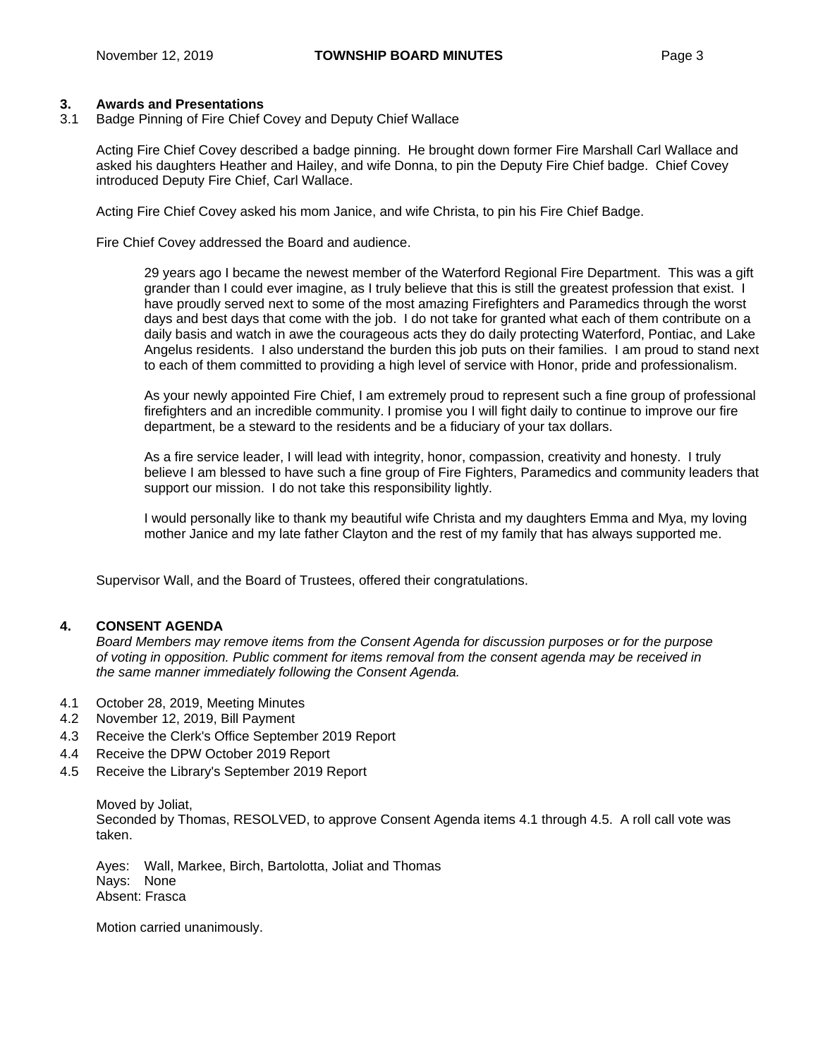## 3. Awards and Presentations

3.1 Badge Pinning of Fire Chief Covey and Deputy Chief Wallace

Acting Fire Chief Covey described a badge pinning. He brought down former Fire Marshall Carl Wallace and asked his daughters Heather and Hailey, and wife Donna, to pin the Deputy Fire Chief badge. Chief Covey introduced Deputy Fire Chief, Carl Wallace.

Acting Fire Chief Covey asked his mom Janice, and wife Christa, to pin his Fire Chief Badge.

Fire Chief Covey addressed the Board and audience.

> 29 years ago I became the newest member of the Waterford Regional Fire Department. This was a gift grander than I could ever imagine, as I truly believe that this is still the greatest profession that exist. I have proudly served next to some of the most amazing Firefighters and Paramedics through the worst days and best days that come with the job. I do not take for granted what each of them contribute on a daily basis and watch in awe the courageous acts they do daily protecting Waterford, Pontiac, and Lake Angelus residents. I also understand the burden this job puts on their families. I am proud to stand next to each of them committed to providing a high level of service with Honor, pride and professionalism.
>
> As your newly appointed Fire Chief, I am extremely proud to represent such a fine group of professional firefighters and an incredible community. I promise you I will fight daily to continue to improve our fire department, be a steward to the residents and be a fiduciary of your tax dollars.
>
> As a fire service leader, I will lead with integrity, honor, compassion, creativity and honesty. I truly believe I am blessed to have such a fine group of Fire Fighters, Paramedics and community leaders that support our mission. I do not take this responsibility lightly.
>
> I would personally like to thank my beautiful wife Christa and my daughters Emma and Mya, my loving mother Janice and my late father Clayton and the rest of my family that has always supported me.

Supervisor Wall, and the Board of Trustees, offered their congratulations.

## 4. CONSENT AGENDA

*Board Members may remove items from the Consent Agenda for discussion purposes or for the purpose of voting in opposition. Public comment for items removal from the consent agenda may be received in the same manner immediately following the Consent Agenda.*

4.1 October 28, 2019, Meeting Minutes
4.2 November 12, 2019, Bill Payment
4.3 Receive the Clerk's Office September 2019 Report
4.4 Receive the DPW October 2019 Report
4.5 Receive the Library's September 2019 Report

Moved by Joliat,
Seconded by Thomas, RESOLVED, to approve Consent Agenda items 4.1 through 4.5. A roll call vote was taken.

Ayes: Wall, Markee, Birch, Bartolotta, Joliat and Thomas
Nays: None
Absent: Frasca

Motion carried unanimously.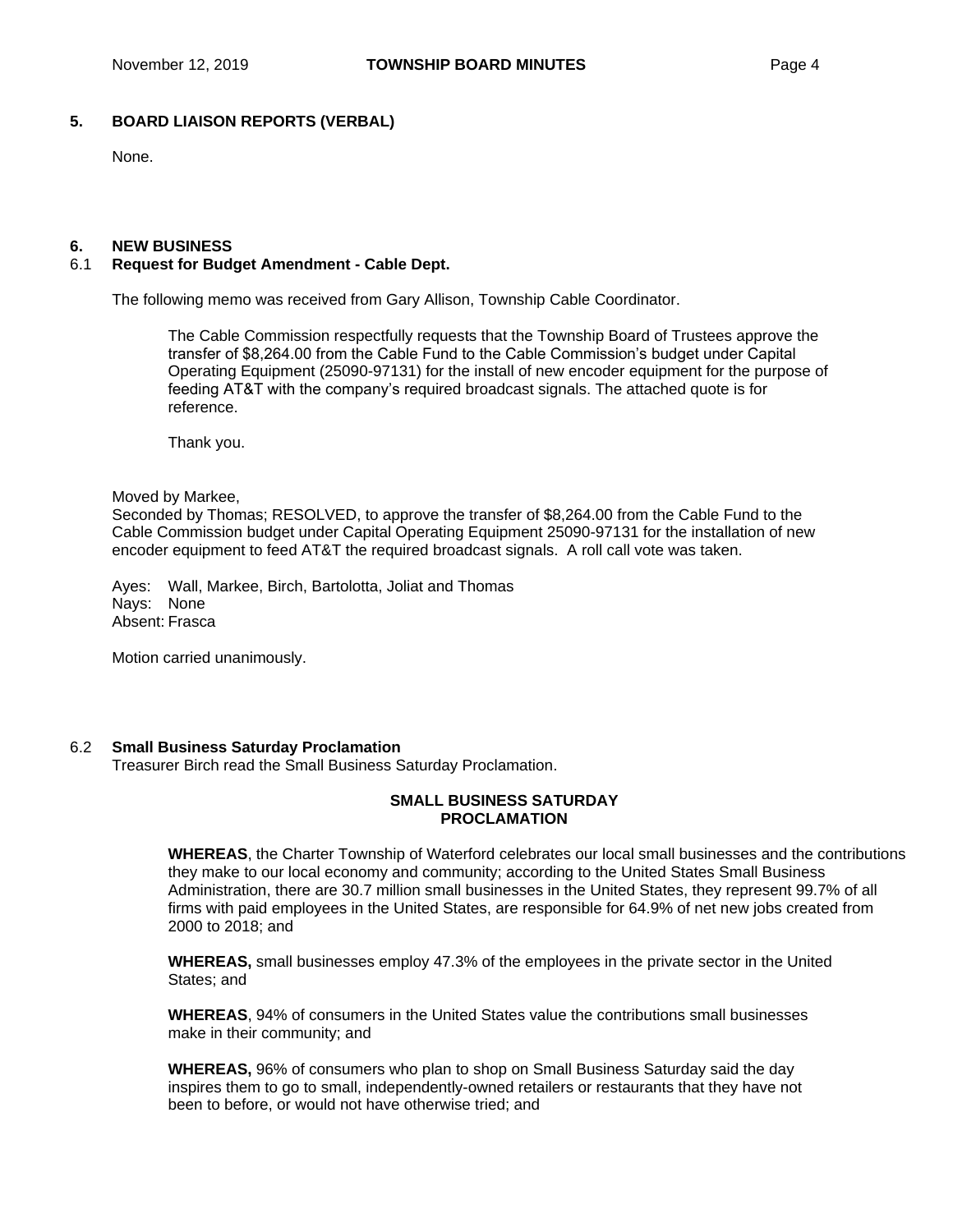## 5. BOARD LIAISON REPORTS (VERBAL)

None.

## 6. NEW BUSINESS

### 6.1 Request for Budget Amendment - Cable Dept.

The following memo was received from Gary Allison, Township Cable Coordinator.

> The Cable Commission respectfully requests that the Township Board of Trustees approve the transfer of $8,264.00 from the Cable Fund to the Cable Commission's budget under Capital Operating Equipment (25090-97131) for the install of new encoder equipment for the purpose of feeding AT&T with the company's required broadcast signals. The attached quote is for reference.
>
> Thank you.

Moved by Markee,
Seconded by Thomas; RESOLVED, to approve the transfer of $8,264.00 from the Cable Fund to the Cable Commission budget under Capital Operating Equipment 25090-97131 for the installation of new encoder equipment to feed AT&T the required broadcast signals. A roll call vote was taken.

Ayes: Wall, Markee, Birch, Bartolotta, Joliat and Thomas
Nays: None
Absent: Frasca

Motion carried unanimously.

### 6.2 Small Business Saturday Proclamation

Treasurer Birch read the Small Business Saturday Proclamation.

**SMALL BUSINESS SATURDAY
PROCLAMATION**

**WHEREAS**, the Charter Township of Waterford celebrates our local small businesses and the contributions they make to our local economy and community; according to the United States Small Business Administration, there are 30.7 million small businesses in the United States, they represent 99.7% of all firms with paid employees in the United States, are responsible for 64.9% of net new jobs created from 2000 to 2018; and

**WHEREAS,** small businesses employ 47.3% of the employees in the private sector in the United States; and

**WHEREAS**, 94% of consumers in the United States value the contributions small businesses make in their community; and

**WHEREAS,** 96% of consumers who plan to shop on Small Business Saturday said the day inspires them to go to small, independently-owned retailers or restaurants that they have not been to before, or would not have otherwise tried; and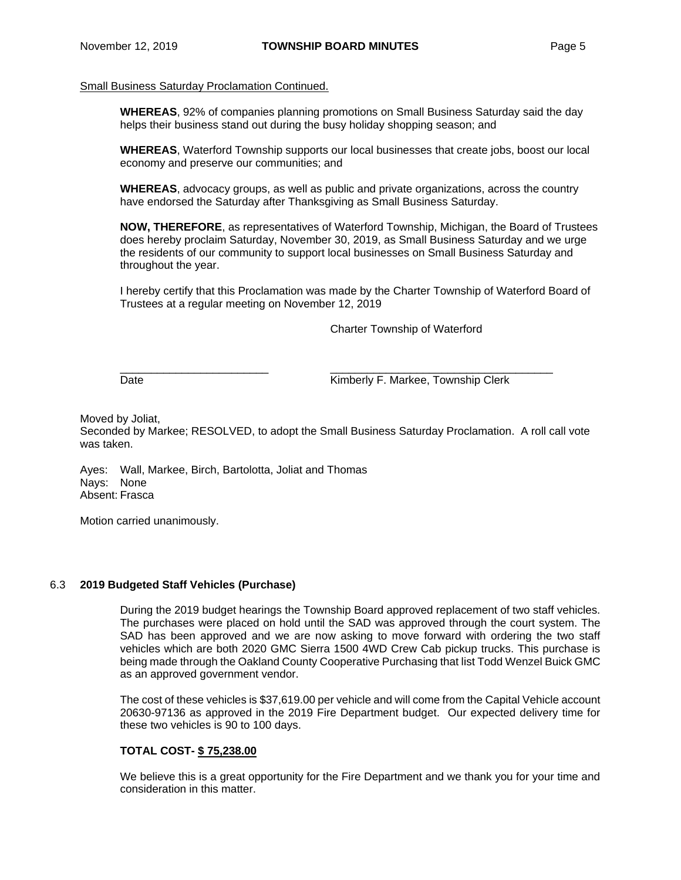Small Business Saturday Proclamation Continued.

**WHEREAS**, 92% of companies planning promotions on Small Business Saturday said the day helps their business stand out during the busy holiday shopping season; and

**WHEREAS**, Waterford Township supports our local businesses that create jobs, boost our local economy and preserve our communities; and

**WHEREAS**, advocacy groups, as well as public and private organizations, across the country have endorsed the Saturday after Thanksgiving as Small Business Saturday.

**NOW, THEREFORE**, as representatives of Waterford Township, Michigan, the Board of Trustees does hereby proclaim Saturday, November 30, 2019, as Small Business Saturday and we urge the residents of our community to support local businesses on Small Business Saturday and throughout the year.

I hereby certify that this Proclamation was made by the Charter Township of Waterford Board of Trustees at a regular meeting on November 12, 2019

Charter Township of Waterford

_________________________ _____________________________________
Date Kimberly F. Markee, Township Clerk

Moved by Joliat,
Seconded by Markee; RESOLVED, to adopt the Small Business Saturday Proclamation. A roll call vote was taken.

Ayes: Wall, Markee, Birch, Bartolotta, Joliat and Thomas
Nays: None
Absent: Frasca

Motion carried unanimously.

### 6.3 **2019 Budgeted Staff Vehicles (Purchase)**

During the 2019 budget hearings the Township Board approved replacement of two staff vehicles. The purchases were placed on hold until the SAD was approved through the court system. The SAD has been approved and we are now asking to move forward with ordering the two staff vehicles which are both 2020 GMC Sierra 1500 4WD Crew Cab pickup trucks. This purchase is being made through the Oakland County Cooperative Purchasing that list Todd Wenzel Buick GMC as an approved government vendor.

The cost of these vehicles is $37,619.00 per vehicle and will come from the Capital Vehicle account 20630-97136 as approved in the 2019 Fire Department budget. Our expected delivery time for these two vehicles is 90 to 100 days.

**TOTAL COST- $ 75,238.00**

We believe this is a great opportunity for the Fire Department and we thank you for your time and consideration in this matter.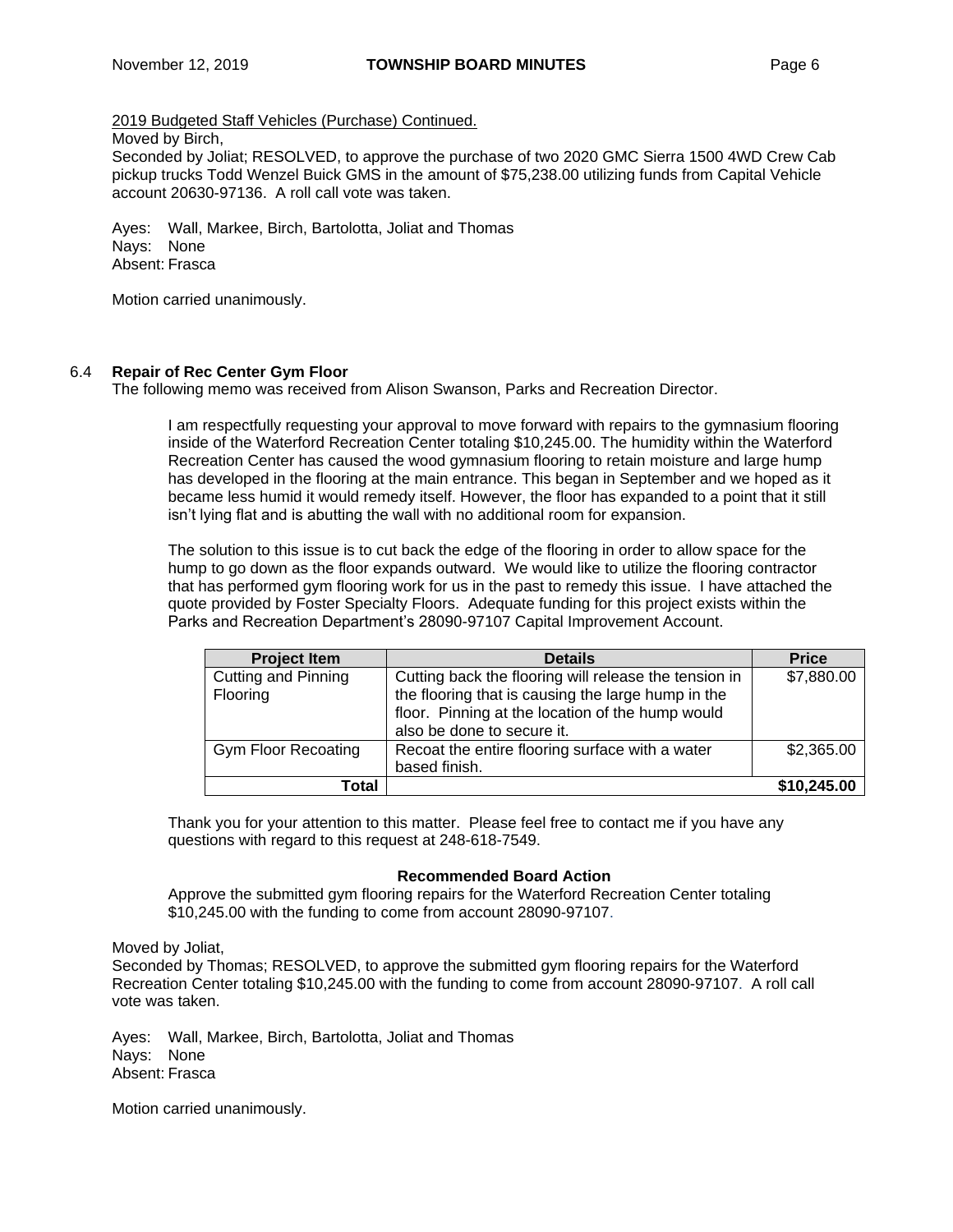2019 Budgeted Staff Vehicles (Purchase) Continued.

Moved by Birch,
Seconded by Joliat; RESOLVED, to approve the purchase of two 2020 GMC Sierra 1500 4WD Crew Cab pickup trucks Todd Wenzel Buick GMS in the amount of $75,238.00 utilizing funds from Capital Vehicle account 20630-97136. A roll call vote was taken.

Ayes: Wall, Markee, Birch, Bartolotta, Joliat and Thomas
Nays: None
Absent: Frasca

Motion carried unanimously.

### 6.4 Repair of Rec Center Gym Floor

The following memo was received from Alison Swanson, Parks and Recreation Director.

> I am respectfully requesting your approval to move forward with repairs to the gymnasium flooring inside of the Waterford Recreation Center totaling $10,245.00. The humidity within the Waterford Recreation Center has caused the wood gymnasium flooring to retain moisture and large hump has developed in the flooring at the main entrance. This began in September and we hoped as it became less humid it would remedy itself. However, the floor has expanded to a point that it still isn't lying flat and is abutting the wall with no additional room for expansion.
>
> The solution to this issue is to cut back the edge of the flooring in order to allow space for the hump to go down as the floor expands outward. We would like to utilize the flooring contractor that has performed gym flooring work for us in the past to remedy this issue. I have attached the quote provided by Foster Specialty Floors. Adequate funding for this project exists within the Parks and Recreation Department's 28090-97107 Capital Improvement Account.

| Project Item | Details | Price |
|---|---|---|
| Cutting and Pinning Flooring | Cutting back the flooring will release the tension in the flooring that is causing the large hump in the floor. Pinning at the location of the hump would also be done to secure it. | $7,880.00 |
| Gym Floor Recoating | Recoat the entire flooring surface with a water based finish. | $2,365.00 |
| **Total** | | **$10,245.00** |

> Thank you for your attention to this matter. Please feel free to contact me if you have any questions with regard to this request at 248-618-7549.

**Recommended Board Action**

Approve the submitted gym flooring repairs for the Waterford Recreation Center totaling $10,245.00 with the funding to come from account 28090-97107.

Moved by Joliat,
Seconded by Thomas; RESOLVED, to approve the submitted gym flooring repairs for the Waterford Recreation Center totaling $10,245.00 with the funding to come from account 28090-97107. A roll call vote was taken.

Ayes: Wall, Markee, Birch, Bartolotta, Joliat and Thomas
Nays: None
Absent: Frasca

Motion carried unanimously.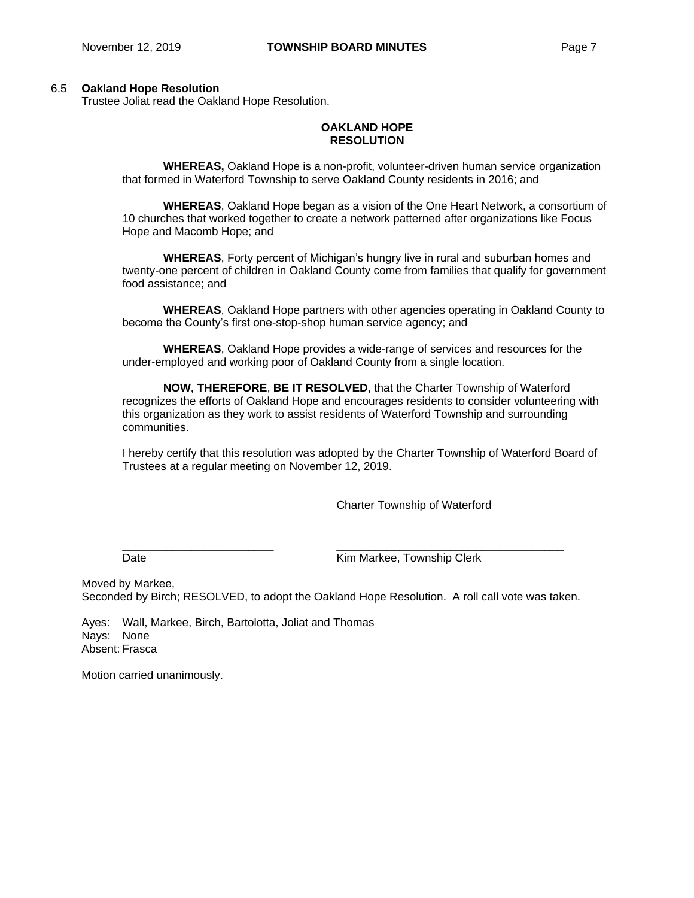### 6.5 Oakland Hope Resolution

Trustee Joliat read the Oakland Hope Resolution.

**OAKLAND HOPE RESOLUTION**

**WHEREAS,** Oakland Hope is a non-profit, volunteer-driven human service organization that formed in Waterford Township to serve Oakland County residents in 2016; and

**WHEREAS**, Oakland Hope began as a vision of the One Heart Network, a consortium of 10 churches that worked together to create a network patterned after organizations like Focus Hope and Macomb Hope; and

**WHEREAS**, Forty percent of Michigan's hungry live in rural and suburban homes and twenty-one percent of children in Oakland County come from families that qualify for government food assistance; and

**WHEREAS**, Oakland Hope partners with other agencies operating in Oakland County to become the County's first one-stop-shop human service agency; and

**WHEREAS**, Oakland Hope provides a wide-range of services and resources for the under-employed and working poor of Oakland County from a single location.

**NOW, THEREFORE**, **BE IT RESOLVED**, that the Charter Township of Waterford recognizes the efforts of Oakland Hope and encourages residents to consider volunteering with this organization as they work to assist residents of Waterford Township and surrounding communities.

I hereby certify that this resolution was adopted by the Charter Township of Waterford Board of Trustees at a regular meeting on November 12, 2019.

Charter Township of Waterford

________________________ &nbsp;&nbsp;&nbsp;&nbsp; ____________________________________
Date &nbsp;&nbsp;&nbsp;&nbsp; Kim Markee, Township Clerk

Moved by Markee,
Seconded by Birch; RESOLVED, to adopt the Oakland Hope Resolution. A roll call vote was taken.

Ayes: Wall, Markee, Birch, Bartolotta, Joliat and Thomas
Nays: None
Absent: Frasca

Motion carried unanimously.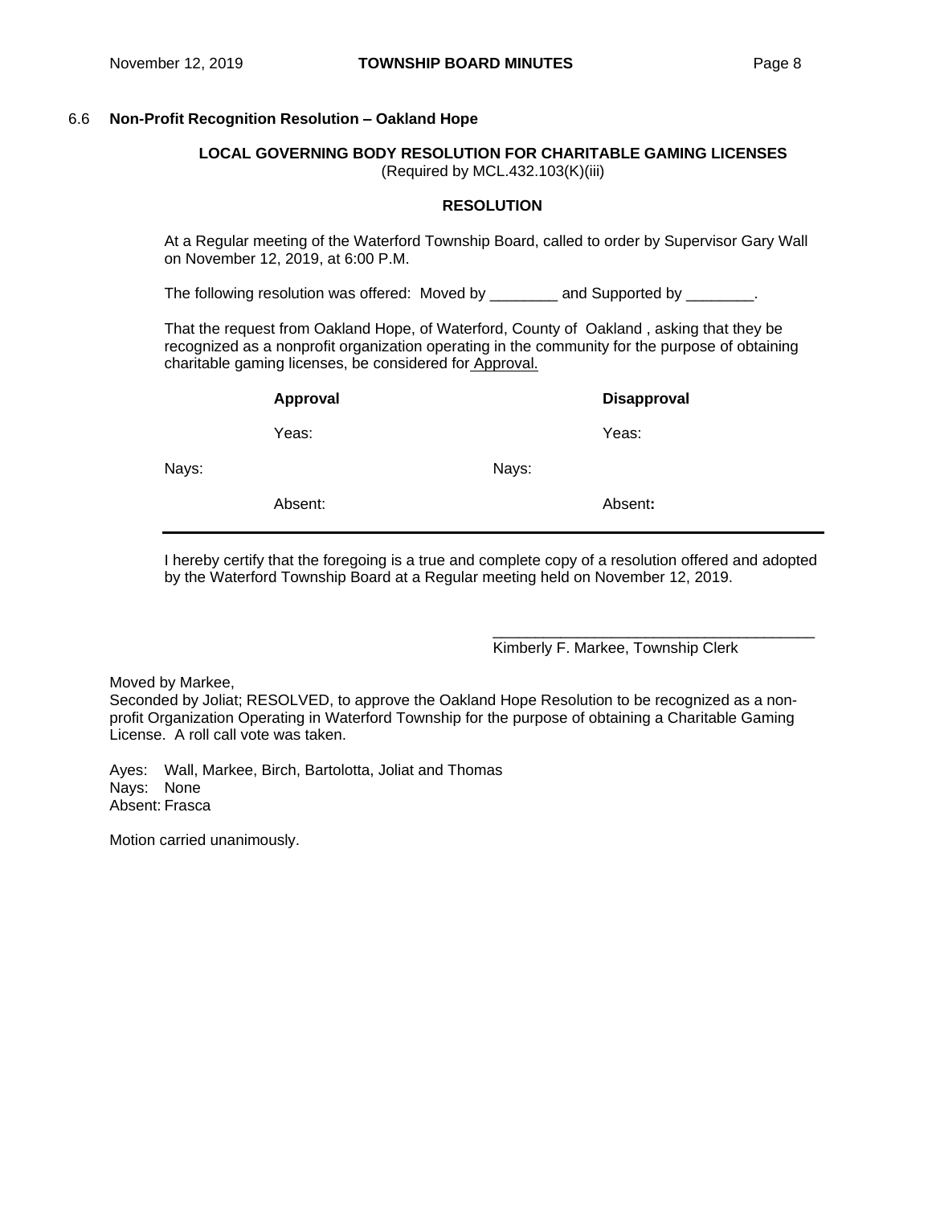6.6 **Non-Profit Recognition Resolution – Oakland Hope**

**LOCAL GOVERNING BODY RESOLUTION FOR CHARITABLE GAMING LICENSES**
(Required by MCL.432.103(K)(iii)

**RESOLUTION**

At a Regular meeting of the Waterford Township Board, called to order by Supervisor Gary Wall on November 12, 2019, at 6:00 P.M.

The following resolution was offered: Moved by ________ and Supported by ________.

That the request from Oakland Hope, of Waterford, County of Oakland , asking that they be recognized as a nonprofit organization operating in the community for the purpose of obtaining charitable gaming licenses, be considered for Approval.

| **Approval** | **Disapproval** |
|---|---|
| Yeas: | Yeas: |
| Nays: | Nays: |
| Absent: | Absent: |

I hereby certify that the foregoing is a true and complete copy of a resolution offered and adopted by the Waterford Township Board at a Regular meeting held on November 12, 2019.

_______________________________________
Kimberly F. Markee, Township Clerk

Moved by Markee,
Seconded by Joliat; RESOLVED, to approve the Oakland Hope Resolution to be recognized as a non-profit Organization Operating in Waterford Township for the purpose of obtaining a Charitable Gaming License. A roll call vote was taken.

Ayes: Wall, Markee, Birch, Bartolotta, Joliat and Thomas
Nays: None
Absent: Frasca

Motion carried unanimously.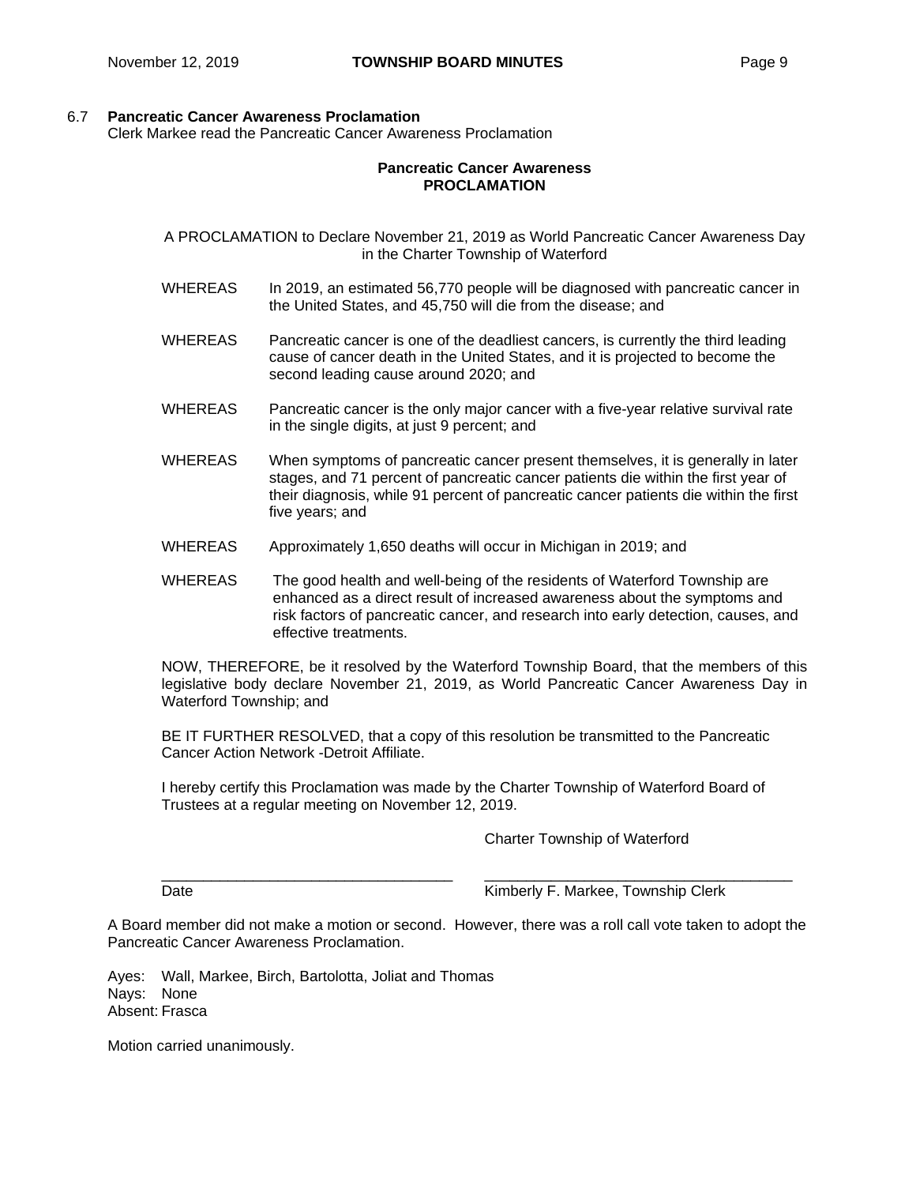### 6.7 Pancreatic Cancer Awareness Proclamation

Clerk Markee read the Pancreatic Cancer Awareness Proclamation

**Pancreatic Cancer Awareness**
**PROCLAMATION**

A PROCLAMATION to Declare November 21, 2019 as World Pancreatic Cancer Awareness Day in the Charter Township of Waterford

WHEREAS In 2019, an estimated 56,770 people will be diagnosed with pancreatic cancer in the United States, and 45,750 will die from the disease; and

WHEREAS Pancreatic cancer is one of the deadliest cancers, is currently the third leading cause of cancer death in the United States, and it is projected to become the second leading cause around 2020; and

WHEREAS Pancreatic cancer is the only major cancer with a five-year relative survival rate in the single digits, at just 9 percent; and

WHEREAS When symptoms of pancreatic cancer present themselves, it is generally in later stages, and 71 percent of pancreatic cancer patients die within the first year of their diagnosis, while 91 percent of pancreatic cancer patients die within the first five years; and

WHEREAS Approximately 1,650 deaths will occur in Michigan in 2019; and

WHEREAS The good health and well-being of the residents of Waterford Township are enhanced as a direct result of increased awareness about the symptoms and risk factors of pancreatic cancer, and research into early detection, causes, and effective treatments.

NOW, THEREFORE, be it resolved by the Waterford Township Board, that the members of this legislative body declare November 21, 2019, as World Pancreatic Cancer Awareness Day in Waterford Township; and

BE IT FURTHER RESOLVED, that a copy of this resolution be transmitted to the Pancreatic Cancer Action Network -Detroit Affiliate.

I hereby certify this Proclamation was made by the Charter Township of Waterford Board of Trustees at a regular meeting on November 12, 2019.

Charter Township of Waterford

\_\_\_\_\_\_\_\_\_\_\_\_\_\_\_\_\_\_\_\_\_\_\_\_\_\_\_\_\_\_\_\_\_\_\_ \_\_\_\_\_\_\_\_\_\_\_\_\_\_\_\_\_\_\_\_\_\_\_\_\_\_\_\_\_\_\_\_\_\_\_\_\_

Date Kimberly F. Markee, Township Clerk

A Board member did not make a motion or second. However, there was a roll call vote taken to adopt the Pancreatic Cancer Awareness Proclamation.

Ayes: Wall, Markee, Birch, Bartolotta, Joliat and Thomas
Nays: None
Absent: Frasca

Motion carried unanimously.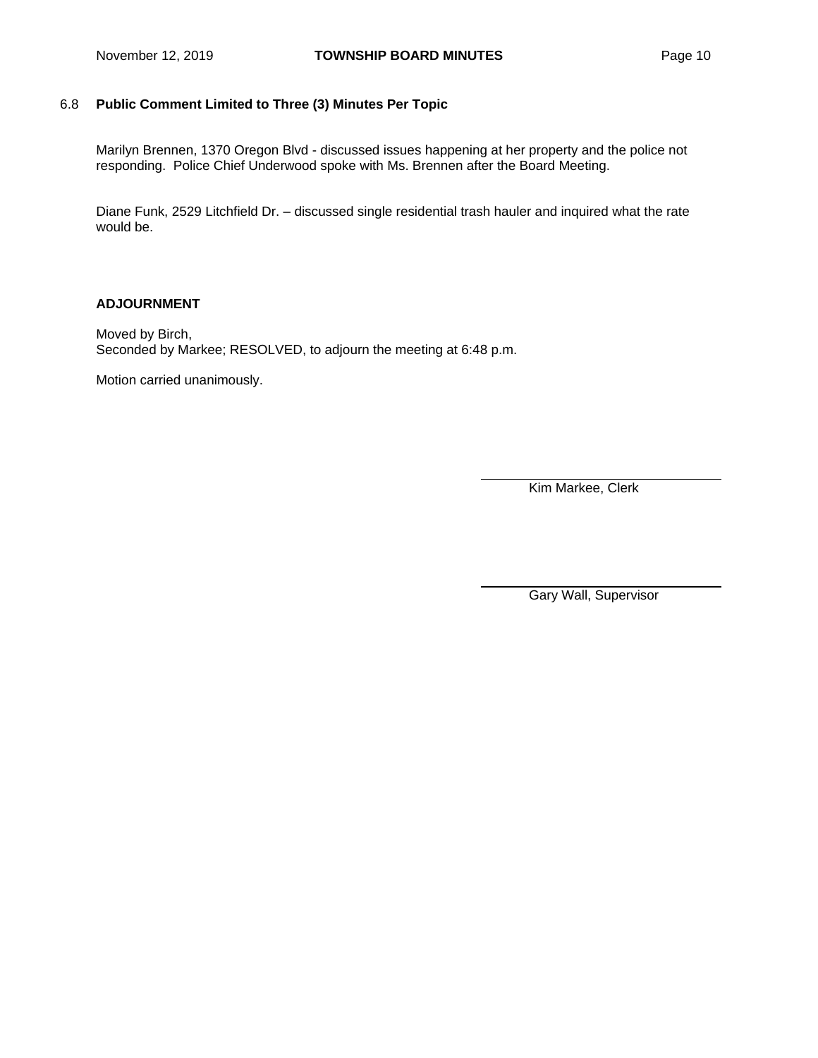### 6.8 Public Comment Limited to Three (3) Minutes Per Topic

Marilyn Brennen, 1370 Oregon Blvd - discussed issues happening at her property and the police not responding. Police Chief Underwood spoke with Ms. Brennen after the Board Meeting.

Diane Funk, 2529 Litchfield Dr. – discussed single residential trash hauler and inquired what the rate would be.

### ADJOURNMENT

Moved by Birch,
Seconded by Markee; RESOLVED, to adjourn the meeting at 6:48 p.m.

Motion carried unanimously.

\_\_\_\_\_\_\_\_\_\_\_\_\_\_\_\_\_\_\_\_\_\_\_\_\_\_\_\_\_\_
Kim Markee, Clerk

\_\_\_\_\_\_\_\_\_\_\_\_\_\_\_\_\_\_\_\_\_\_\_\_\_\_\_\_\_\_
Gary Wall, Supervisor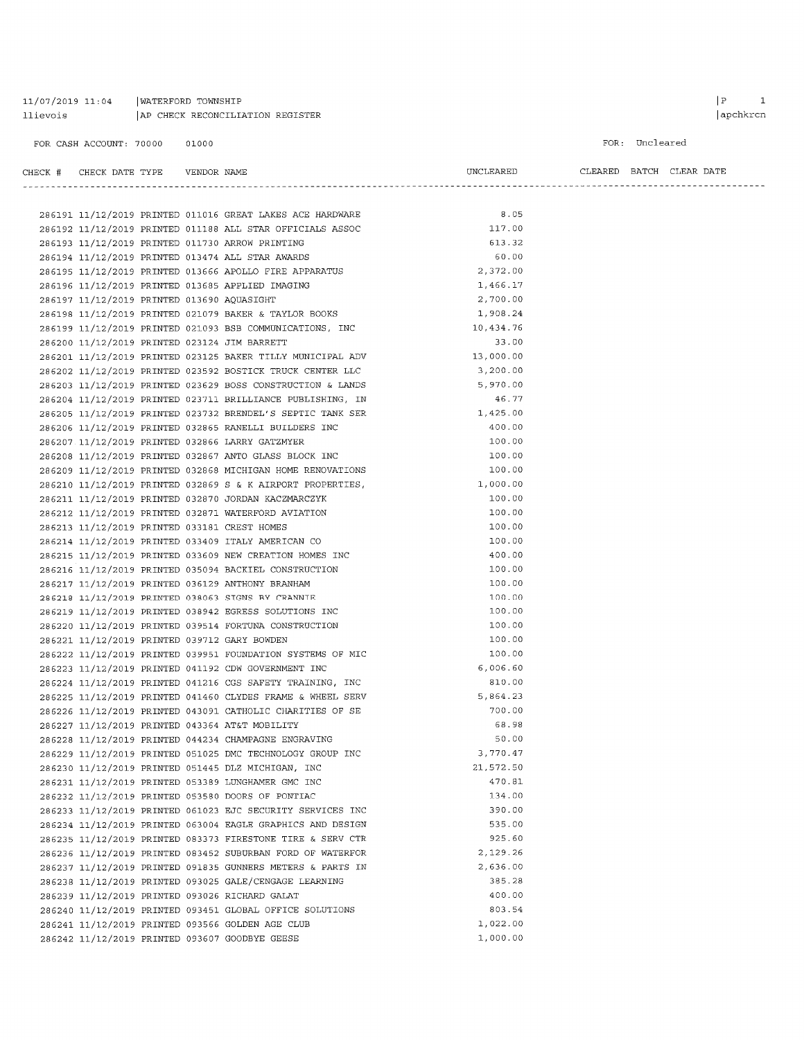11/07/2019 11:04 | WATERFORD TOWNSHIP
llievois | AP CHECK RECONCILIATION REGISTER

FOR CASH ACCOUNT: 70000 01000

FOR: Uncleared

| CHECK # | CHECK DATE | TYPE | VENDOR NAME | UNCLEARED | CLEARED | BATCH | CLEAR DATE |
|---|---|---|---|---|---|---|---|
| 286191 | 11/12/2019 | PRINTED | 011016 GREAT LAKES ACE HARDWARE | 8.05 | | | |
| 286192 | 11/12/2019 | PRINTED | 011188 ALL STAR OFFICIALS ASSOC | 117.00 | | | |
| 286193 | 11/12/2019 | PRINTED | 011730 ARROW PRINTING | 613.32 | | | |
| 286194 | 11/12/2019 | PRINTED | 013474 ALL STAR AWARDS | 60.00 | | | |
| 286195 | 11/12/2019 | PRINTED | 013666 APOLLO FIRE APPARATUS | 2,372.00 | | | |
| 286196 | 11/12/2019 | PRINTED | 013685 APPLIED IMAGING | 1,466.17 | | | |
| 286197 | 11/12/2019 | PRINTED | 013690 AQUASIGHT | 2,700.00 | | | |
| 286198 | 11/12/2019 | PRINTED | 021079 BAKER & TAYLOR BOOKS | 1,908.24 | | | |
| 286199 | 11/12/2019 | PRINTED | 021093 BSB COMMUNICATIONS, INC | 10,434.76 | | | |
| 286200 | 11/12/2019 | PRINTED | 023124 JIM BARRETT | 33.00 | | | |
| 286201 | 11/12/2019 | PRINTED | 023125 BAKER TILLY MUNICIPAL ADV | 13,000.00 | | | |
| 286202 | 11/12/2019 | PRINTED | 023592 BOSTICK TRUCK CENTER LLC | 3,200.00 | | | |
| 286203 | 11/12/2019 | PRINTED | 023629 BOSS CONSTRUCTION & LANDS | 5,970.00 | | | |
| 286204 | 11/12/2019 | PRINTED | 023711 BRILLIANCE PUBLISHING, IN | 46.77 | | | |
| 286205 | 11/12/2019 | PRINTED | 023732 BRENDEL'S SEPTIC TANK SER | 1,425.00 | | | |
| 286206 | 11/12/2019 | PRINTED | 032865 RANELLI BUILDERS INC | 400.00 | | | |
| 286207 | 11/12/2019 | PRINTED | 032866 LARRY GATZMYER | 100.00 | | | |
| 286208 | 11/12/2019 | PRINTED | 032867 ANTO GLASS BLOCK INC | 100.00 | | | |
| 286209 | 11/12/2019 | PRINTED | 032868 MICHIGAN HOME RENOVATIONS | 100.00 | | | |
| 286210 | 11/12/2019 | PRINTED | 032869 S & K AIRPORT PROPERTIES, | 1,000.00 | | | |
| 286211 | 11/12/2019 | PRINTED | 032870 JORDAN KACZMARCZYK | 100.00 | | | |
| 286212 | 11/12/2019 | PRINTED | 032871 WATERFORD AVIATION | 100.00 | | | |
| 286213 | 11/12/2019 | PRINTED | 033181 CREST HOMES | 100.00 | | | |
| 286214 | 11/12/2019 | PRINTED | 033409 ITALY AMERICAN CO | 100.00 | | | |
| 286215 | 11/12/2019 | PRINTED | 033609 NEW CREATION HOMES INC | 400.00 | | | |
| 286216 | 11/12/2019 | PRINTED | 035094 BACKIEL CONSTRUCTION | 100.00 | | | |
| 286217 | 11/12/2019 | PRINTED | 036129 ANTHONY BRANHAM | 100.00 | | | |
| 286218 | 11/12/2019 | PRINTED | 038063 SIGNS BY CRANNIE | 100.00 | | | |
| 286219 | 11/12/2019 | PRINTED | 038942 EGRESS SOLUTIONS INC | 100.00 | | | |
| 286220 | 11/12/2019 | PRINTED | 039514 FORTUNA CONSTRUCTION | 100.00 | | | |
| 286221 | 11/12/2019 | PRINTED | 039712 GARY BOWDEN | 100.00 | | | |
| 286222 | 11/12/2019 | PRINTED | 039951 FOUNDATION SYSTEMS OF MIC | 100.00 | | | |
| 286223 | 11/12/2019 | PRINTED | 041192 CDW GOVERNMENT INC | 6,006.60 | | | |
| 286224 | 11/12/2019 | PRINTED | 041216 CGS SAFETY TRAINING, INC | 810.00 | | | |
| 286225 | 11/12/2019 | PRINTED | 041460 CLYDES FRAME & WHEEL SERV | 5,864.23 | | | |
| 286226 | 11/12/2019 | PRINTED | 043091 CATHOLIC CHARITIES OF SE | 700.00 | | | |
| 286227 | 11/12/2019 | PRINTED | 043364 AT&T MOBILITY | 68.98 | | | |
| 286228 | 11/12/2019 | PRINTED | 044234 CHAMPAGNE ENGRAVING | 50.00 | | | |
| 286229 | 11/12/2019 | PRINTED | 051025 DMC TECHNOLOGY GROUP INC | 3,770.47 | | | |
| 286230 | 11/12/2019 | PRINTED | 051445 DLZ MICHIGAN, INC | 21,572.50 | | | |
| 286231 | 11/12/2019 | PRINTED | 053389 LUNGHAMER GMC INC | 470.81 | | | |
| 286232 | 11/12/2019 | PRINTED | 053580 DOORS OF PONTIAC | 134.00 | | | |
| 286233 | 11/12/2019 | PRINTED | 061023 EJC SECURITY SERVICES INC | 390.00 | | | |
| 286234 | 11/12/2019 | PRINTED | 063004 EAGLE GRAPHICS AND DESIGN | 535.00 | | | |
| 286235 | 11/12/2019 | PRINTED | 083373 FIRESTONE TIRE & SERV CTR | 925.60 | | | |
| 286236 | 11/12/2019 | PRINTED | 083452 SUBURBAN FORD OF WATERFOR | 2,129.26 | | | |
| 286237 | 11/12/2019 | PRINTED | 091835 GUNNERS METERS & PARTS IN | 2,636.00 | | | |
| 286238 | 11/12/2019 | PRINTED | 093025 GALE/CENGAGE LEARNING | 385.28 | | | |
| 286239 | 11/12/2019 | PRINTED | 093026 RICHARD GALAT | 400.00 | | | |
| 286240 | 11/12/2019 | PRINTED | 093451 GLOBAL OFFICE SOLUTIONS | 803.54 | | | |
| 286241 | 11/12/2019 | PRINTED | 093566 GOLDEN AGE CLUB | 1,022.00 | | | |
| 286242 | 11/12/2019 | PRINTED | 093607 GOODBYE GEESE | 1,000.00 | | | |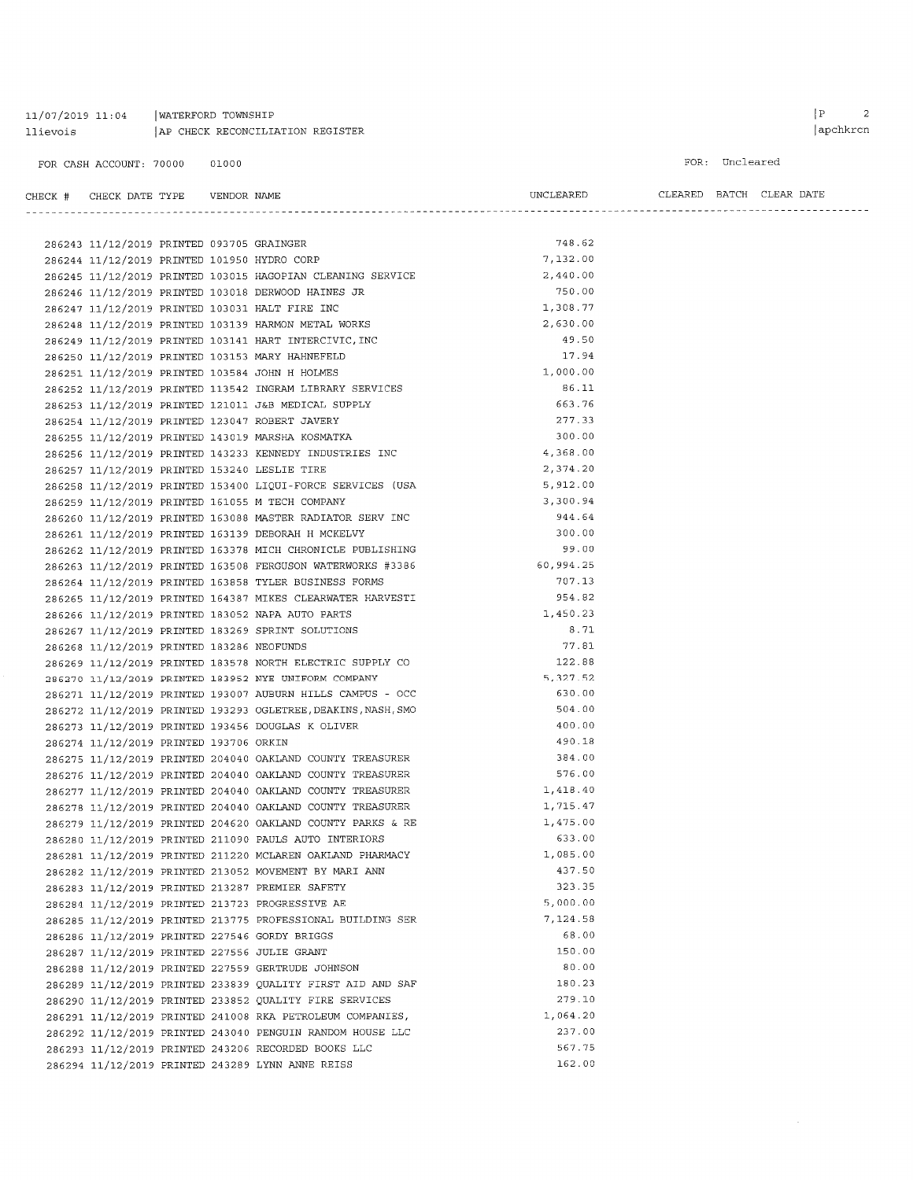11/07/2019 11:04 | WATERFORD TOWNSHIP
llievois | AP CHECK RECONCILIATION REGISTER

FOR CASH ACCOUNT: 70000 01000

FOR: Uncleared

| CHECK # | CHECK DATE | TYPE | VENDOR | NAME | UNCLEARED | CLEARED | BATCH | CLEAR DATE |
|---|---|---|---|---|---|---|---|---|
| 286243 | 11/12/2019 | PRINTED | 093705 | GRAINGER | 748.62 | | | |
| 286244 | 11/12/2019 | PRINTED | 101950 | HYDRO CORP | 7,132.00 | | | |
| 286245 | 11/12/2019 | PRINTED | 103015 | HAGOPIAN CLEANING SERVICE | 2,440.00 | | | |
| 286246 | 11/12/2019 | PRINTED | 103018 | DERWOOD HAINES JR | 750.00 | | | |
| 286247 | 11/12/2019 | PRINTED | 103031 | HALT FIRE INC | 1,308.77 | | | |
| 286248 | 11/12/2019 | PRINTED | 103139 | HARMON METAL WORKS | 2,630.00 | | | |
| 286249 | 11/12/2019 | PRINTED | 103141 | HART INTERCIVIC,INC | 49.50 | | | |
| 286250 | 11/12/2019 | PRINTED | 103153 | MARY HAHNEFELD | 17.94 | | | |
| 286251 | 11/12/2019 | PRINTED | 103584 | JOHN H HOLMES | 1,000.00 | | | |
| 286252 | 11/12/2019 | PRINTED | 113542 | INGRAM LIBRARY SERVICES | 86.11 | | | |
| 286253 | 11/12/2019 | PRINTED | 121011 | J&B MEDICAL SUPPLY | 663.76 | | | |
| 286254 | 11/12/2019 | PRINTED | 123047 | ROBERT JAVERY | 277.33 | | | |
| 286255 | 11/12/2019 | PRINTED | 143019 | MARSHA KOSMATKA | 300.00 | | | |
| 286256 | 11/12/2019 | PRINTED | 143233 | KENNEDY INDUSTRIES INC | 4,368.00 | | | |
| 286257 | 11/12/2019 | PRINTED | 153240 | LESLIE TIRE | 2,374.20 | | | |
| 286258 | 11/12/2019 | PRINTED | 153400 | LIQUI-FORCE SERVICES (USA | 5,912.00 | | | |
| 286259 | 11/12/2019 | PRINTED | 161055 | M TECH COMPANY | 3,300.94 | | | |
| 286260 | 11/12/2019 | PRINTED | 163088 | MASTER RADIATOR SERV INC | 944.64 | | | |
| 286261 | 11/12/2019 | PRINTED | 163139 | DEBORAH H MCKELVY | 300.00 | | | |
| 286262 | 11/12/2019 | PRINTED | 163378 | MICH CHRONICLE PUBLISHING | 99.00 | | | |
| 286263 | 11/12/2019 | PRINTED | 163508 | FERGUSON WATERWORKS #3386 | 60,994.25 | | | |
| 286264 | 11/12/2019 | PRINTED | 163858 | TYLER BUSINESS FORMS | 707.13 | | | |
| 286265 | 11/12/2019 | PRINTED | 164387 | MIKES CLEARWATER HARVESTI | 954.82 | | | |
| 286266 | 11/12/2019 | PRINTED | 183052 | NAPA AUTO PARTS | 1,450.23 | | | |
| 286267 | 11/12/2019 | PRINTED | 183269 | SPRINT SOLUTIONS | 8.71 | | | |
| 286268 | 11/12/2019 | PRINTED | 183286 | NEOFUNDS | 77.81 | | | |
| 286269 | 11/12/2019 | PRINTED | 183578 | NORTH ELECTRIC SUPPLY CO | 122.88 | | | |
| 286270 | 11/12/2019 | PRINTED | 183952 | NYE UNIFORM COMPANY | 5,327.52 | | | |
| 286271 | 11/12/2019 | PRINTED | 193007 | AUBURN HILLS CAMPUS - OCC | 630.00 | | | |
| 286272 | 11/12/2019 | PRINTED | 193293 | OGLETREE,DEAKINS,NASH,SMO | 504.00 | | | |
| 286273 | 11/12/2019 | PRINTED | 193456 | DOUGLAS K OLIVER | 400.00 | | | |
| 286274 | 11/12/2019 | PRINTED | 193706 | ORKIN | 490.18 | | | |
| 286275 | 11/12/2019 | PRINTED | 204040 | OAKLAND COUNTY TREASURER | 384.00 | | | |
| 286276 | 11/12/2019 | PRINTED | 204040 | OAKLAND COUNTY TREASURER | 576.00 | | | |
| 286277 | 11/12/2019 | PRINTED | 204040 | OAKLAND COUNTY TREASURER | 1,418.40 | | | |
| 286278 | 11/12/2019 | PRINTED | 204040 | OAKLAND COUNTY TREASURER | 1,715.47 | | | |
| 286279 | 11/12/2019 | PRINTED | 204620 | OAKLAND COUNTY PARKS & RE | 1,475.00 | | | |
| 286280 | 11/12/2019 | PRINTED | 211090 | PAULS AUTO INTERIORS | 633.00 | | | |
| 286281 | 11/12/2019 | PRINTED | 211220 | MCLAREN OAKLAND PHARMACY | 1,085.00 | | | |
| 286282 | 11/12/2019 | PRINTED | 213052 | MOVEMENT BY MARI ANN | 437.50 | | | |
| 286283 | 11/12/2019 | PRINTED | 213287 | PREMIER SAFETY | 323.35 | | | |
| 286284 | 11/12/2019 | PRINTED | 213723 | PROGRESSIVE AE | 5,000.00 | | | |
| 286285 | 11/12/2019 | PRINTED | 213775 | PROFESSIONAL BUILDING SER | 7,124.58 | | | |
| 286286 | 11/12/2019 | PRINTED | 227546 | GORDY BRIGGS | 68.00 | | | |
| 286287 | 11/12/2019 | PRINTED | 227556 | JULIE GRANT | 150.00 | | | |
| 286288 | 11/12/2019 | PRINTED | 227559 | GERTRUDE JOHNSON | 80.00 | | | |
| 286289 | 11/12/2019 | PRINTED | 233839 | QUALITY FIRST AID AND SAF | 180.23 | | | |
| 286290 | 11/12/2019 | PRINTED | 233852 | QUALITY FIRE SERVICES | 279.10 | | | |
| 286291 | 11/12/2019 | PRINTED | 241008 | RKA PETROLEUM COMPANIES, | 1,064.20 | | | |
| 286292 | 11/12/2019 | PRINTED | 243040 | PENGUIN RANDOM HOUSE LLC | 237.00 | | | |
| 286293 | 11/12/2019 | PRINTED | 243206 | RECORDED BOOKS LLC | 567.75 | | | |
| 286294 | 11/12/2019 | PRINTED | 243289 | LYNN ANNE REISS | 162.00 | | | |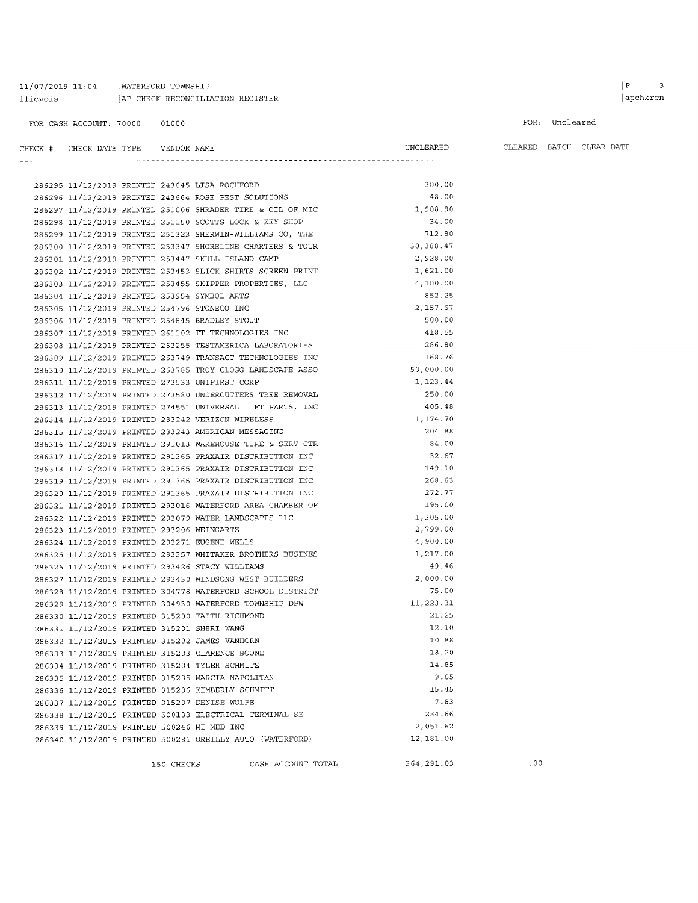11/07/2019 11:04 | WATERFORD TOWNSHIP
llievois | AP CHECK RECONCILIATION REGISTER

FOR CASH ACCOUNT: 70000 01000

FOR: Uncleared

| CHECK # | CHECK DATE | TYPE | VENDOR | NAME | UNCLEARED | CLEARED | BATCH | CLEAR DATE |
|---|---|---|---|---|---|---|---|---|
| 286295 | 11/12/2019 | PRINTED | 243645 | LISA ROCHFORD | 300.00 | | | |
| 286296 | 11/12/2019 | PRINTED | 243664 | ROSE PEST SOLUTIONS | 48.00 | | | |
| 286297 | 11/12/2019 | PRINTED | 251006 | SHRADER TIRE & OIL OF MIC | 1,908.90 | | | |
| 286298 | 11/12/2019 | PRINTED | 251150 | SCOTTS LOCK & KEY SHOP | 34.00 | | | |
| 286299 | 11/12/2019 | PRINTED | 251323 | SHERWIN-WILLIAMS CO, THE | 712.80 | | | |
| 286300 | 11/12/2019 | PRINTED | 253347 | SHORELINE CHARTERS & TOUR | 30,388.47 | | | |
| 286301 | 11/12/2019 | PRINTED | 253447 | SKULL ISLAND CAMP | 2,928.00 | | | |
| 286302 | 11/12/2019 | PRINTED | 253453 | SLICK SHIRTS SCREEN PRINT | 1,621.00 | | | |
| 286303 | 11/12/2019 | PRINTED | 253455 | SKIPPER PROPERTIES, LLC | 4,100.00 | | | |
| 286304 | 11/12/2019 | PRINTED | 253954 | SYMBOL ARTS | 852.25 | | | |
| 286305 | 11/12/2019 | PRINTED | 254796 | STONECO INC | 2,157.67 | | | |
| 286306 | 11/12/2019 | PRINTED | 254845 | BRADLEY STOUT | 500.00 | | | |
| 286307 | 11/12/2019 | PRINTED | 261102 | TT TECHNOLOGIES INC | 418.55 | | | |
| 286308 | 11/12/2019 | PRINTED | 263255 | TESTAMERICA LABORATORIES | 286.80 | | | |
| 286309 | 11/12/2019 | PRINTED | 263749 | TRANSACT TECHNOLOGIES INC | 168.76 | | | |
| 286310 | 11/12/2019 | PRINTED | 263785 | TROY CLOGG LANDSCAPE ASSO | 50,000.00 | | | |
| 286311 | 11/12/2019 | PRINTED | 273533 | UNIFIRST CORP | 1,123.44 | | | |
| 286312 | 11/12/2019 | PRINTED | 273580 | UNDERCUTTERS TREE REMOVAL | 250.00 | | | |
| 286313 | 11/12/2019 | PRINTED | 274551 | UNIVERSAL LIFT PARTS, INC | 405.48 | | | |
| 286314 | 11/12/2019 | PRINTED | 283242 | VERIZON WIRELESS | 1,174.70 | | | |
| 286315 | 11/12/2019 | PRINTED | 283243 | AMERICAN MESSAGING | 204.88 | | | |
| 286316 | 11/12/2019 | PRINTED | 291013 | WAREHOUSE TIRE & SERV CTR | 84.00 | | | |
| 286317 | 11/12/2019 | PRINTED | 291365 | PRAXAIR DISTRIBUTION INC | 32.67 | | | |
| 286318 | 11/12/2019 | PRINTED | 291365 | PRAXAIR DISTRIBUTION INC | 149.10 | | | |
| 286319 | 11/12/2019 | PRINTED | 291365 | PRAXAIR DISTRIBUTION INC | 268.63 | | | |
| 286320 | 11/12/2019 | PRINTED | 291365 | PRAXAIR DISTRIBUTION INC | 272.77 | | | |
| 286321 | 11/12/2019 | PRINTED | 293016 | WATERFORD AREA CHAMBER OF | 195.00 | | | |
| 286322 | 11/12/2019 | PRINTED | 293079 | WATER LANDSCAPES LLC | 1,305.00 | | | |
| 286323 | 11/12/2019 | PRINTED | 293206 | WEINGARTZ | 2,799.00 | | | |
| 286324 | 11/12/2019 | PRINTED | 293271 | EUGENE WELLS | 4,900.00 | | | |
| 286325 | 11/12/2019 | PRINTED | 293357 | WHITAKER BROTHERS BUSINES | 1,217.00 | | | |
| 286326 | 11/12/2019 | PRINTED | 293426 | STACY WILLIAMS | 49.46 | | | |
| 286327 | 11/12/2019 | PRINTED | 293430 | WINDSONG WEST BUILDERS | 2,000.00 | | | |
| 286328 | 11/12/2019 | PRINTED | 304778 | WATERFORD SCHOOL DISTRICT | 75.00 | | | |
| 286329 | 11/12/2019 | PRINTED | 304930 | WATERFORD TOWNSHIP DPW | 11,223.31 | | | |
| 286330 | 11/12/2019 | PRINTED | 315200 | FAITH RICHMOND | 21.25 | | | |
| 286331 | 11/12/2019 | PRINTED | 315201 | SHERI WANG | 12.10 | | | |
| 286332 | 11/12/2019 | PRINTED | 315202 | JAMES VANHORN | 10.88 | | | |
| 286333 | 11/12/2019 | PRINTED | 315203 | CLARENCE BOONE | 18.20 | | | |
| 286334 | 11/12/2019 | PRINTED | 315204 | TYLER SCHMITZ | 14.85 | | | |
| 286335 | 11/12/2019 | PRINTED | 315205 | MARCIA NAPOLITAN | 9.05 | | | |
| 286336 | 11/12/2019 | PRINTED | 315206 | KIMBERLY SCHMITT | 15.45 | | | |
| 286337 | 11/12/2019 | PRINTED | 315207 | DENISE WOLFE | 7.83 | | | |
| 286338 | 11/12/2019 | PRINTED | 500183 | ELECTRICAL TERMINAL SE | 234.66 | | | |
| 286339 | 11/12/2019 | PRINTED | 500246 | MI MED INC | 2,051.62 | | | |
| 286340 | 11/12/2019 | PRINTED | 500281 | OREILLY AUTO (WATERFORD) | 12,181.00 | | | |
| | | | | 150 CHECKS — CASH ACCOUNT TOTAL | 364,291.03 | .00 | | |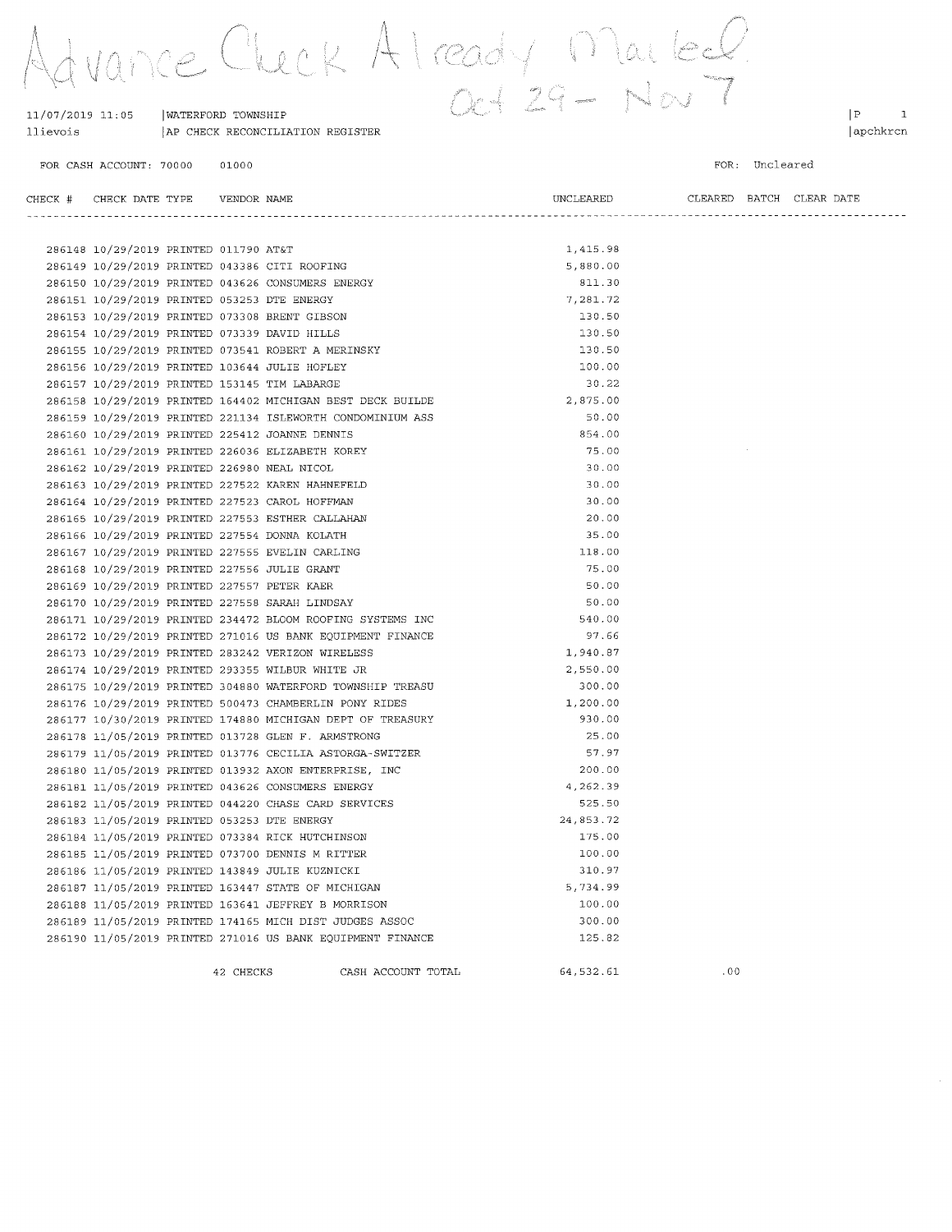Advance Check Already Mailed
Oct 29 – Nov 7

11/07/2019 11:05 | WATERFORD TOWNSHIP | P 1
llievois | AP CHECK RECONCILIATION REGISTER | apchkrcn

FOR CASH ACCOUNT: 70000 01000 FOR: Uncleared

| CHECK # | CHECK DATE | TYPE | VENDOR | NAME | UNCLEARED | CLEARED | BATCH | CLEAR DATE |
|---|---|---|---|---|---|---|---|---|
| 286148 | 10/29/2019 | PRINTED | 011790 | AT&T | 1,415.98 | | | |
| 286149 | 10/29/2019 | PRINTED | 043386 | CITI ROOFING | 5,880.00 | | | |
| 286150 | 10/29/2019 | PRINTED | 043626 | CONSUMERS ENERGY | 811.30 | | | |
| 286151 | 10/29/2019 | PRINTED | 053253 | DTE ENERGY | 7,281.72 | | | |
| 286153 | 10/29/2019 | PRINTED | 073308 | BRENT GIBSON | 130.50 | | | |
| 286154 | 10/29/2019 | PRINTED | 073339 | DAVID HILLS | 130.50 | | | |
| 286155 | 10/29/2019 | PRINTED | 073541 | ROBERT A MERINSKY | 130.50 | | | |
| 286156 | 10/29/2019 | PRINTED | 103644 | JULIE HOFLEY | 100.00 | | | |
| 286157 | 10/29/2019 | PRINTED | 153145 | TIM LABARGE | 30.22 | | | |
| 286158 | 10/29/2019 | PRINTED | 164402 | MICHIGAN BEST DECK BUILDE | 2,875.00 | | | |
| 286159 | 10/29/2019 | PRINTED | 221134 | ISLEWORTH CONDOMINIUM ASS | 50.00 | | | |
| 286160 | 10/29/2019 | PRINTED | 225412 | JOANNE DENNIS | 854.00 | | | |
| 286161 | 10/29/2019 | PRINTED | 226036 | ELIZABETH KOREY | 75.00 | | | |
| 286162 | 10/29/2019 | PRINTED | 226980 | NEAL NICOL | 30.00 | | | |
| 286163 | 10/29/2019 | PRINTED | 227522 | KAREN HAHNEFELD | 30.00 | | | |
| 286164 | 10/29/2019 | PRINTED | 227523 | CAROL HOFFMAN | 30.00 | | | |
| 286165 | 10/29/2019 | PRINTED | 227553 | ESTHER CALLAHAN | 20.00 | | | |
| 286166 | 10/29/2019 | PRINTED | 227554 | DONNA KOLATH | 35.00 | | | |
| 286167 | 10/29/2019 | PRINTED | 227555 | EVELIN CARLING | 118.00 | | | |
| 286168 | 10/29/2019 | PRINTED | 227556 | JULIE GRANT | 75.00 | | | |
| 286169 | 10/29/2019 | PRINTED | 227557 | PETER KAER | 50.00 | | | |
| 286170 | 10/29/2019 | PRINTED | 227558 | SARAH LINDSAY | 50.00 | | | |
| 286171 | 10/29/2019 | PRINTED | 234472 | BLOOM ROOFING SYSTEMS INC | 540.00 | | | |
| 286172 | 10/29/2019 | PRINTED | 271016 | US BANK EQUIPMENT FINANCE | 97.66 | | | |
| 286173 | 10/29/2019 | PRINTED | 283242 | VERIZON WIRELESS | 1,940.87 | | | |
| 286174 | 10/29/2019 | PRINTED | 293355 | WILBUR WHITE JR | 2,550.00 | | | |
| 286175 | 10/29/2019 | PRINTED | 304880 | WATERFORD TOWNSHIP TREASU | 300.00 | | | |
| 286176 | 10/29/2019 | PRINTED | 500473 | CHAMBERLIN PONY RIDES | 1,200.00 | | | |
| 286177 | 10/30/2019 | PRINTED | 174880 | MICHIGAN DEPT OF TREASURY | 930.00 | | | |
| 286178 | 11/05/2019 | PRINTED | 013728 | GLEN F. ARMSTRONG | 25.00 | | | |
| 286179 | 11/05/2019 | PRINTED | 013776 | CECILIA ASTORGA-SWITZER | 57.97 | | | |
| 286180 | 11/05/2019 | PRINTED | 013932 | AXON ENTERPRISE, INC | 200.00 | | | |
| 286181 | 11/05/2019 | PRINTED | 043626 | CONSUMERS ENERGY | 4,262.39 | | | |
| 286182 | 11/05/2019 | PRINTED | 044220 | CHASE CARD SERVICES | 525.50 | | | |
| 286183 | 11/05/2019 | PRINTED | 053253 | DTE ENERGY | 24,853.72 | | | |
| 286184 | 11/05/2019 | PRINTED | 073384 | RICK HUTCHINSON | 175.00 | | | |
| 286185 | 11/05/2019 | PRINTED | 073700 | DENNIS M RITTER | 100.00 | | | |
| 286186 | 11/05/2019 | PRINTED | 143849 | JULIE KUZNICKI | 310.97 | | | |
| 286187 | 11/05/2019 | PRINTED | 163447 | STATE OF MICHIGAN | 5,734.99 | | | |
| 286188 | 11/05/2019 | PRINTED | 163641 | JEFFREY B MORRISON | 100.00 | | | |
| 286189 | 11/05/2019 | PRINTED | 174165 | MICH DIST JUDGES ASSOC | 300.00 | | | |
| 286190 | 11/05/2019 | PRINTED | 271016 | US BANK EQUIPMENT FINANCE | 125.82 | | | |
| | | 42 CHECKS | | CASH ACCOUNT TOTAL | 64,532.61 | .00 | | |